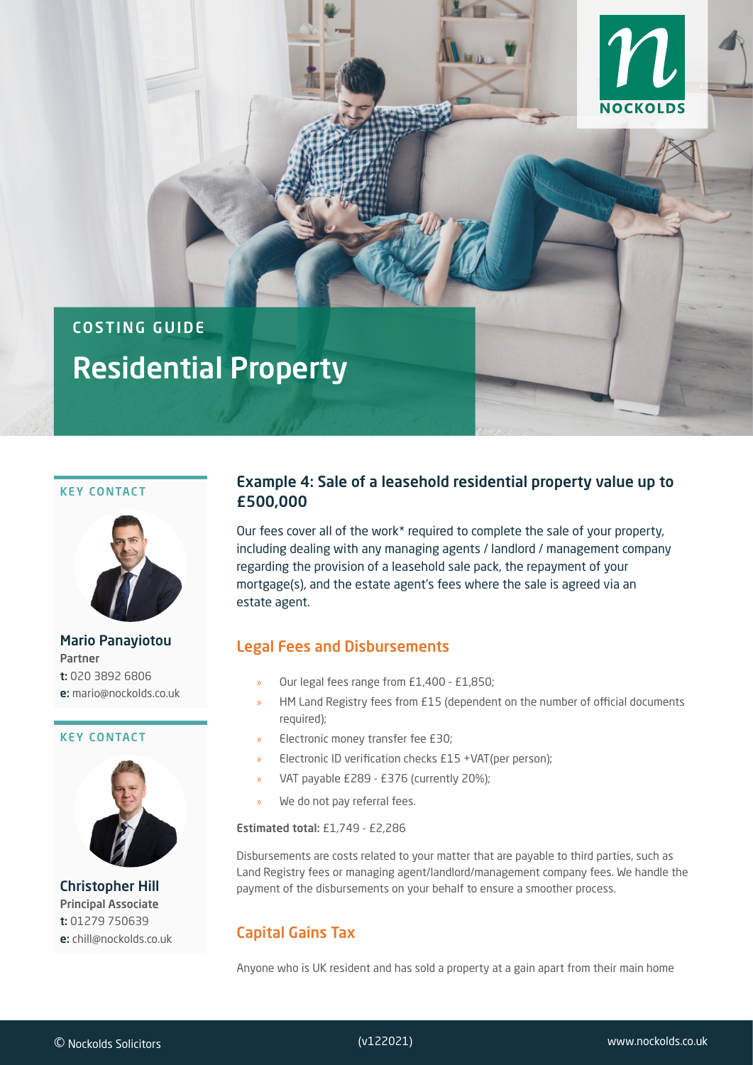# COSTING GUIDE

# Residential Property

**KEY CONTACT**

**Mario Panayiotou**
Partner
**t:** 020 3892 6806
**e:** mario@nockolds.co.uk

**KEY CONTACT**

**Christopher Hill**
Principal Associate
**t:** 01279 750639
**e:** chill@nockolds.co.uk

## Example 4: Sale of a leasehold residential property value up to £500,000

Our fees cover all of the work* required to complete the sale of your property, including dealing with any managing agents / landlord / management company regarding the provision of a leasehold sale pack, the repayment of your mortgage(s), and the estate agent's fees where the sale is agreed via an estate agent.

### Legal Fees and Disbursements

- Our legal fees range from £1,400 - £1,850;
- HM Land Registry fees from £15 (dependent on the number of official documents required);
- Electronic money transfer fee £30;
- Electronic ID verification checks £15 +VAT(per person);
- VAT payable £289 - £376 (currently 20%);
- We do not pay referral fees.

**Estimated total:** £1,749 - £2,286

Disbursements are costs related to your matter that are payable to third parties, such as Land Registry fees or managing agent/landlord/management company fees. We handle the payment of the disbursements on your behalf to ensure a smoother process.

### Capital Gains Tax

Anyone who is UK resident and has sold a property at a gain apart from their main home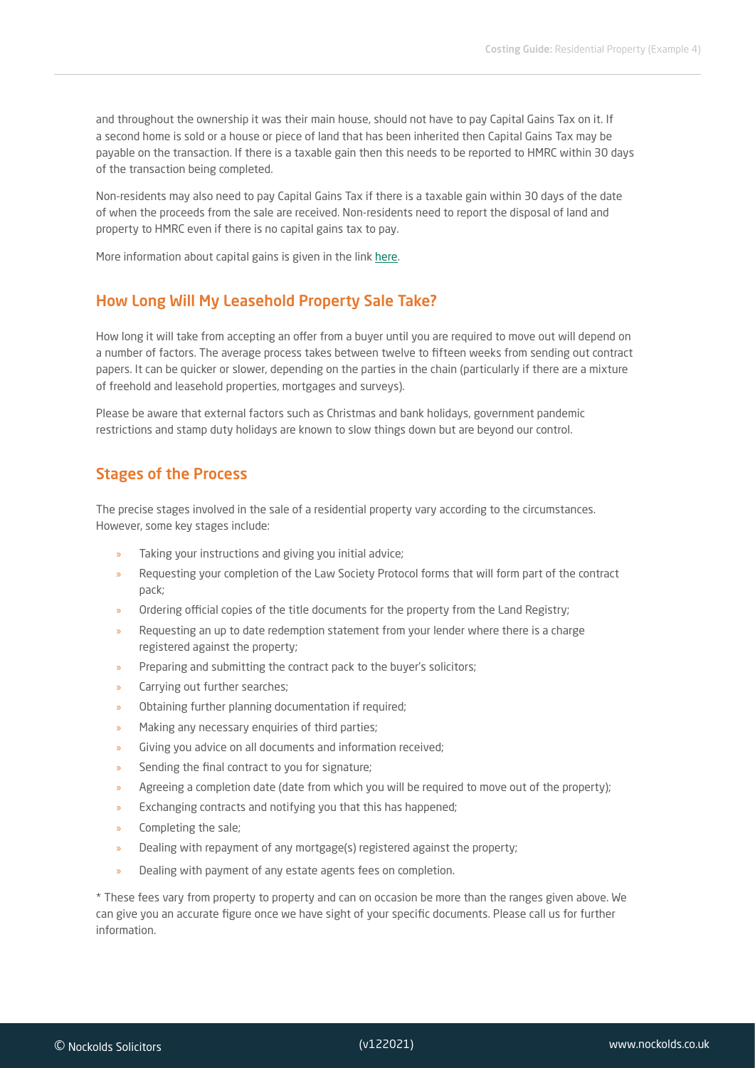and throughout the ownership it was their main house, should not have to pay Capital Gains Tax on it. If a second home is sold or a house or piece of land that has been inherited then Capital Gains Tax may be payable on the transaction. If there is a taxable gain then this needs to be reported to HMRC within 30 days of the transaction being completed.

Non-residents may also need to pay Capital Gains Tax if there is a taxable gain within 30 days of the date of when the proceeds from the sale are received. Non-residents need to report the disposal of land and property to HMRC even if there is no capital gains tax to pay.

More information about capital gains is given in the link here.

## How Long Will My Leasehold Property Sale Take?

How long it will take from accepting an offer from a buyer until you are required to move out will depend on a number of factors. The average process takes between twelve to fifteen weeks from sending out contract papers. It can be quicker or slower, depending on the parties in the chain (particularly if there are a mixture of freehold and leasehold properties, mortgages and surveys).

Please be aware that external factors such as Christmas and bank holidays, government pandemic restrictions and stamp duty holidays are known to slow things down but are beyond our control.

## Stages of the Process

The precise stages involved in the sale of a residential property vary according to the circumstances. However, some key stages include:

- Taking your instructions and giving you initial advice;
- Requesting your completion of the Law Society Protocol forms that will form part of the contract pack;
- Ordering official copies of the title documents for the property from the Land Registry;
- Requesting an up to date redemption statement from your lender where there is a charge registered against the property;
- Preparing and submitting the contract pack to the buyer's solicitors;
- Carrying out further searches;
- Obtaining further planning documentation if required;
- Making any necessary enquiries of third parties;
- Giving you advice on all documents and information received;
- Sending the final contract to you for signature;
- Agreeing a completion date (date from which you will be required to move out of the property);
- Exchanging contracts and notifying you that this has happened;
- Completing the sale;
- Dealing with repayment of any mortgage(s) registered against the property;
- Dealing with payment of any estate agents fees on completion.

* These fees vary from property to property and can on occasion be more than the ranges given above. We can give you an accurate figure once we have sight of your specific documents. Please call us for further information.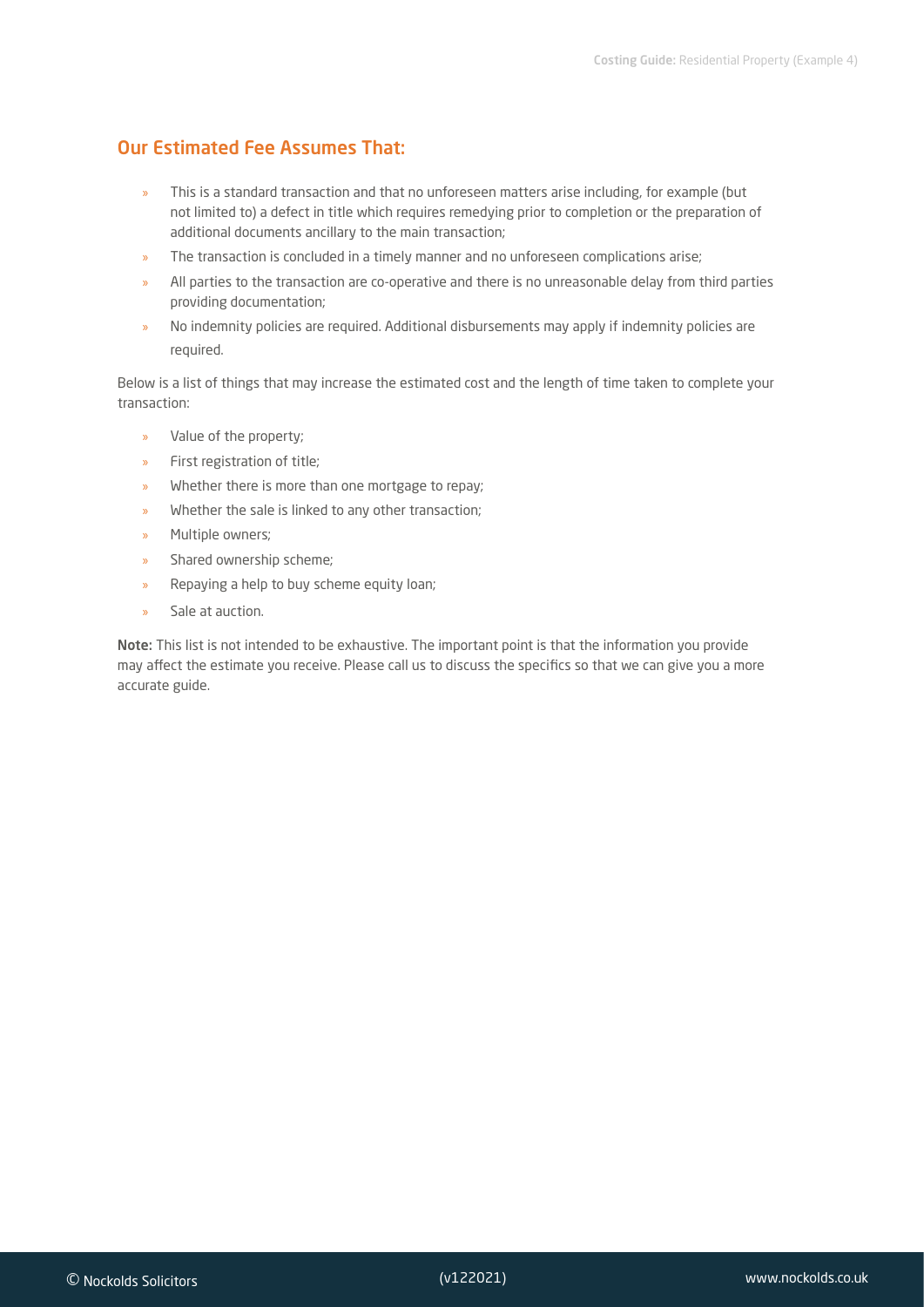## Our Estimated Fee Assumes That:

- This is a standard transaction and that no unforeseen matters arise including, for example (but not limited to) a defect in title which requires remedying prior to completion or the preparation of additional documents ancillary to the main transaction;
- The transaction is concluded in a timely manner and no unforeseen complications arise;
- All parties to the transaction are co-operative and there is no unreasonable delay from third parties providing documentation;
- No indemnity policies are required. Additional disbursements may apply if indemnity policies are required.

Below is a list of things that may increase the estimated cost and the length of time taken to complete your transaction:

- Value of the property;
- First registration of title;
- Whether there is more than one mortgage to repay;
- Whether the sale is linked to any other transaction;
- Multiple owners;
- Shared ownership scheme;
- Repaying a help to buy scheme equity loan;
- Sale at auction.

**Note:** This list is not intended to be exhaustive. The important point is that the information you provide may affect the estimate you receive. Please call us to discuss the specifics so that we can give you a more accurate guide.